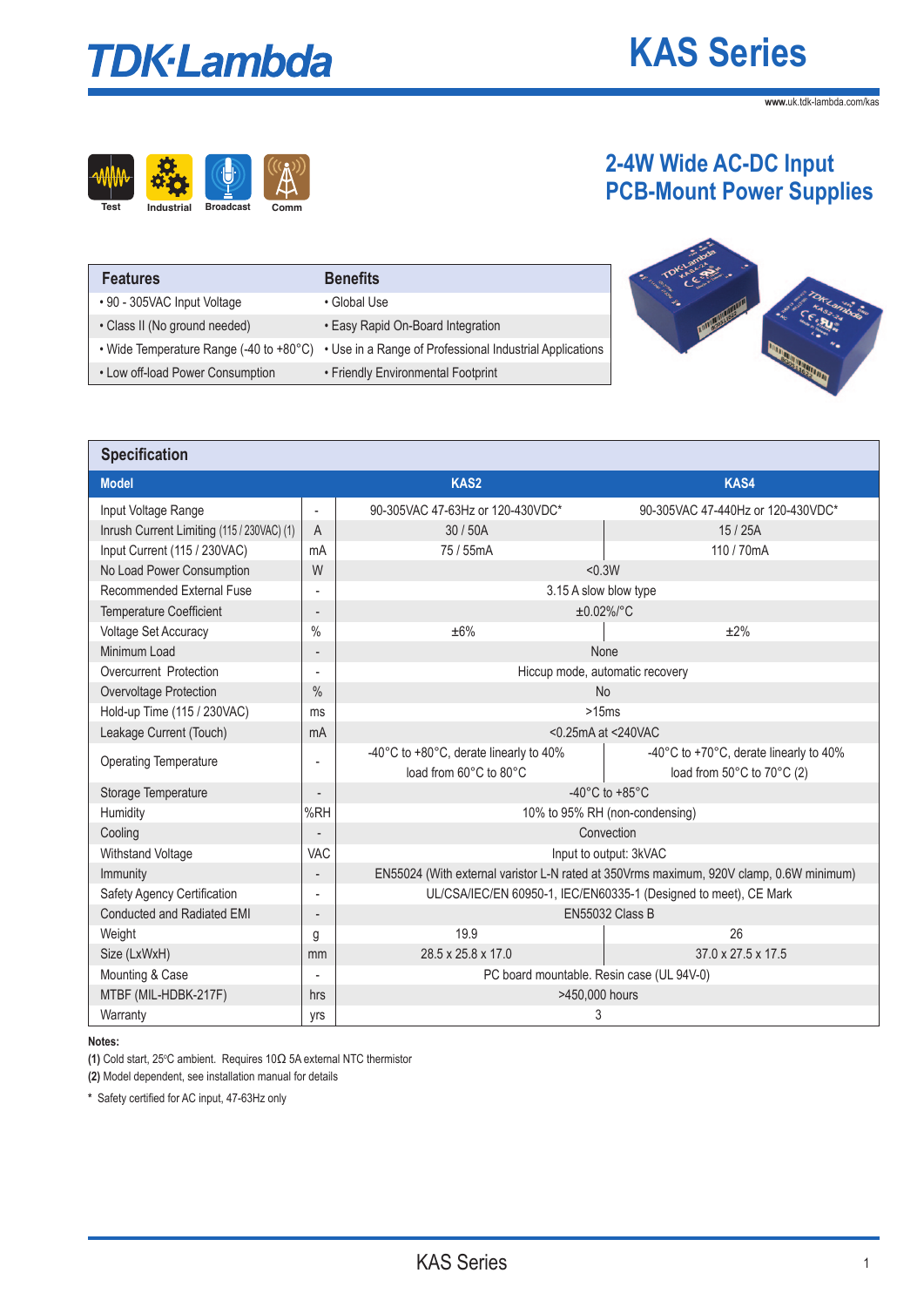# KAS Series

www.uk.tdk-lambda.com/kas

Test | Industrial | Broadcast | Comm

## 2-4W Wide AC-DC Input PCB-Mount Power Supplies

| Features | Benefits |
|---|---|
| • 90 - 305VAC Input Voltage | • Global Use |
| • Class II (No ground needed) | • Easy Rapid On-Board Integration |
| • Wide Temperature Range (-40 to +80°C) | • Use in a Range of Professional Industrial Applications |
| • Low off-load Power Consumption | • Friendly Environmental Footprint |

## Specification

| Model | | KAS2 | KAS4 |
|---|---|---|---|
| Input Voltage Range | - | 90-305VAC 47-63Hz or 120-430VDC* | 90-305VAC 47-440Hz or 120-430VDC* |
| Inrush Current Limiting (115 / 230VAC) (1) | A | 30 / 50A | 15 / 25A |
| Input Current (115 / 230VAC) | mA | 75 / 55mA | 110 / 70mA |
| No Load Power Consumption | W | <0.3W | |
| Recommended External Fuse | - | 3.15 A slow blow type | |
| Temperature Coefficient | - | ±0.02%/°C | |
| Voltage Set Accuracy | % | ±6% | ±2% |
| Minimum Load | - | None | |
| Overcurrent Protection | - | Hiccup mode, automatic recovery | |
| Overvoltage Protection | % | No | |
| Hold-up Time (115 / 230VAC) | ms | >15ms | |
| Leakage Current (Touch) | mA | <0.25mA at <240VAC | |
| Operating Temperature | - | -40°C to +80°C, derate linearly to 40% load from 60°C to 80°C | -40°C to +70°C, derate linearly to 40% load from 50°C to 70°C (2) |
| Storage Temperature | - | -40°C to +85°C | |
| Humidity | %RH | 10% to 95% RH (non-condensing) | |
| Cooling | - | Convection | |
| Withstand Voltage | VAC | Input to output: 3kVAC | |
| Immunity | - | EN55024 (With external varistor L-N rated at 350Vrms maximum, 920V clamp, 0.6W minimum) | |
| Safety Agency Certification | - | UL/CSA/IEC/EN 60950-1, IEC/EN60335-1 (Designed to meet), CE Mark | |
| Conducted and Radiated EMI | - | EN55032 Class B | |
| Weight | g | 19.9 | 26 |
| Size (LxWxH) | mm | 28.5 x 25.8 x 17.0 | 37.0 x 27.5 x 17.5 |
| Mounting & Case | - | PC board mountable. Resin case (UL 94V-0) | |
| MTBF (MIL-HDBK-217F) | hrs | >450,000 hours | |
| Warranty | yrs | 3 | |

**Notes:**

**(1)** Cold start, 25°C ambient. Requires 10Ω 5A external NTC thermistor

**(2)** Model dependent, see installation manual for details

* Safety certified for AC input, 47-63Hz only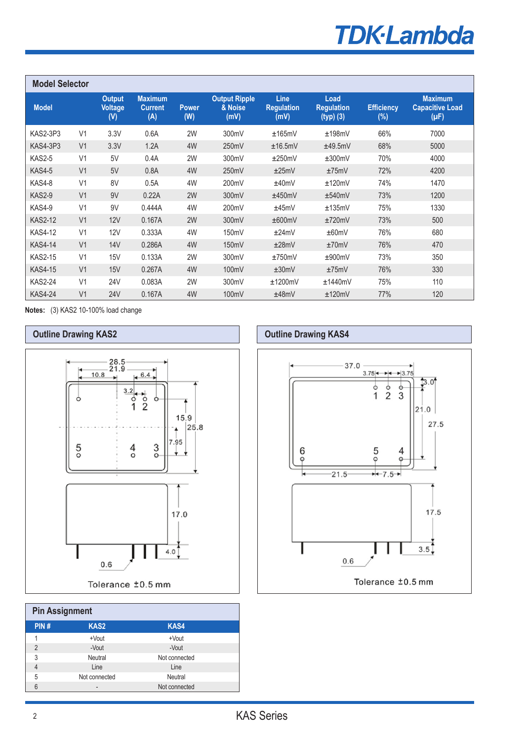## Model Selector

| Model | | Output Voltage (V) | Maximum Current (A) | Power (W) | Output Ripple & Noise (mV) | Line Regulation (mV) | Load Regulation (typ) (3) | Efficiency (%) | Maximum Capacitive Load (μF) |
|---|---|---|---|---|---|---|---|---|---|
| KAS2-3P3 | V1 | 3.3V | 0.6A | 2W | 300mV | ±165mV | ±198mV | 66% | 7000 |
| KAS4-3P3 | V1 | 3.3V | 1.2A | 4W | 250mV | ±16.5mV | ±49.5mV | 68% | 5000 |
| KAS2-5 | V1 | 5V | 0.4A | 2W | 300mV | ±250mV | ±300mV | 70% | 4000 |
| KAS4-5 | V1 | 5V | 0.8A | 4W | 250mV | ±25mV | ±75mV | 72% | 4200 |
| KAS4-8 | V1 | 8V | 0.5A | 4W | 200mV | ±40mV | ±120mV | 74% | 1470 |
| KAS2-9 | V1 | 9V | 0.22A | 2W | 300mV | ±450mV | ±540mV | 73% | 1200 |
| KAS4-9 | V1 | 9V | 0.444A | 4W | 200mV | ±45mV | ±135mV | 75% | 1330 |
| KAS2-12 | V1 | 12V | 0.167A | 2W | 300mV | ±600mV | ±720mV | 73% | 500 |
| KAS4-12 | V1 | 12V | 0.333A | 4W | 150mV | ±24mV | ±60mV | 76% | 680 |
| KAS4-14 | V1 | 14V | 0.286A | 4W | 150mV | ±28mV | ±70mV | 76% | 470 |
| KAS2-15 | V1 | 15V | 0.133A | 2W | 300mV | ±750mV | ±900mV | 73% | 350 |
| KAS4-15 | V1 | 15V | 0.267A | 4W | 100mV | ±30mV | ±75mV | 76% | 330 |
| KAS2-24 | V1 | 24V | 0.083A | 2W | 300mV | ±1200mV | ±1440mV | 75% | 110 |
| KAS4-24 | V1 | 24V | 0.167A | 4W | 100mV | ±48mV | ±120mV | 77% | 120 |

**Notes:** (3) KAS2 10-100% load change

## Outline Drawing KAS2

28.5, 21.9, 10.8, 6.4, 3.2, 15.9, 25.8, 7.95, 17.0, 4.0, 0.6

Tolerance ±0.5 mm

## Outline Drawing KAS4

37.0, 3.75, 3.75, 3.0, 21.0, 27.5, 21.5, 7.5, 17.5, 3.5, 0.6

Tolerance ±0.5 mm

## Pin Assignment

| PIN # | KAS2 | KAS4 |
|---|---|---|
| 1 | +Vout | +Vout |
| 2 | -Vout | -Vout |
| 3 | Neutral | Not connected |
| 4 | Line | Line |
| 5 | Not connected | Neutral |
| 6 | - | Not connected |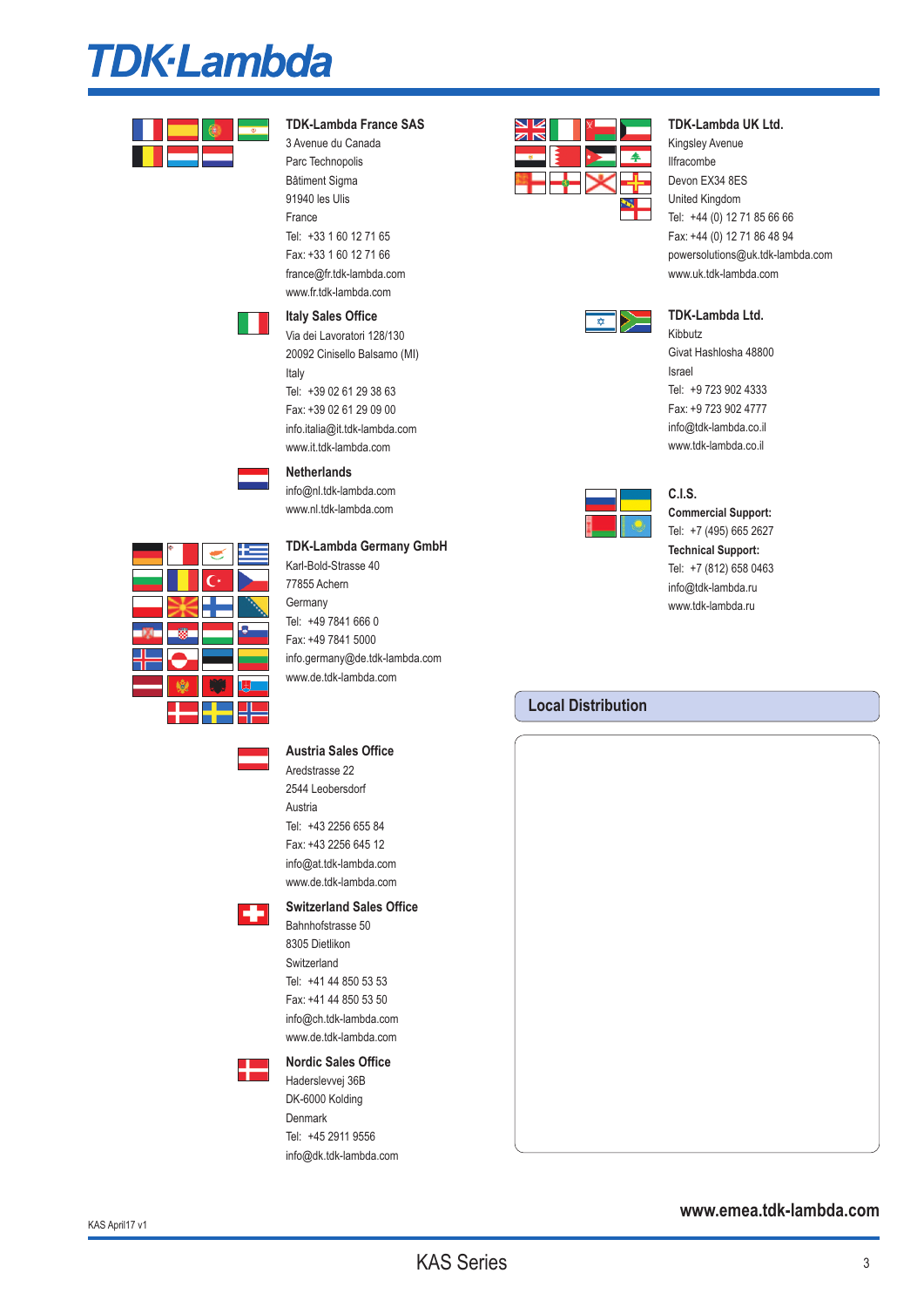# TDK·Lambda

### TDK-Lambda France SAS

3 Avenue du Canada
Parc Technopolis
Bâtiment Sigma
91940 les Ulis
France
Tel: +33 1 60 12 71 65
Fax: +33 1 60 12 71 66
france@fr.tdk-lambda.com
www.fr.tdk-lambda.com

### Italy Sales Office

Via dei Lavoratori 128/130
20092 Cinisello Balsamo (MI)
Italy
Tel: +39 02 61 29 38 63
Fax: +39 02 61 29 09 00
info.italia@it.tdk-lambda.com
www.it.tdk-lambda.com

### Netherlands

info@nl.tdk-lambda.com
www.nl.tdk-lambda.com

### TDK-Lambda Germany GmbH

Karl-Bold-Strasse 40
77855 Achern
Germany
Tel: +49 7841 666 0
Fax: +49 7841 5000
info.germany@de.tdk-lambda.com
www.de.tdk-lambda.com

### Austria Sales Office

Aredstrasse 22
2544 Leobersdorf
Austria
Tel: +43 2256 655 84
Fax: +43 2256 645 12
info@at.tdk-lambda.com
www.de.tdk-lambda.com

### Switzerland Sales Office

Bahnhofstrasse 50
8305 Dietlikon
Switzerland
Tel: +41 44 850 53 53
Fax: +41 44 850 53 50
info@ch.tdk-lambda.com
www.de.tdk-lambda.com

### Nordic Sales Office

Haderslevvej 36B
DK-6000 Kolding
Denmark
Tel: +45 2911 9556
info@dk.tdk-lambda.com

### TDK-Lambda UK Ltd.

Kingsley Avenue
Ilfracombe
Devon EX34 8ES
United Kingdom
Tel: +44 (0) 12 71 85 66 66
Fax: +44 (0) 12 71 86 48 94
powersolutions@uk.tdk-lambda.com
www.uk.tdk-lambda.com

### TDK-Lambda Ltd.

Kibbutz
Givat Hashlosha 48800
Israel
Tel: +9 723 902 4333
Fax: +9 723 902 4777
info@tdk-lambda.co.il
www.tdk-lambda.co.il

### C.I.S.

**Commercial Support:**
Tel: +7 (495) 665 2627
**Technical Support:**
Tel: +7 (812) 658 0463
info@tdk-lambda.ru
www.tdk-lambda.ru

## Local Distribution

KAS April17 v1

**www.emea.tdk-lambda.com**

KAS Series